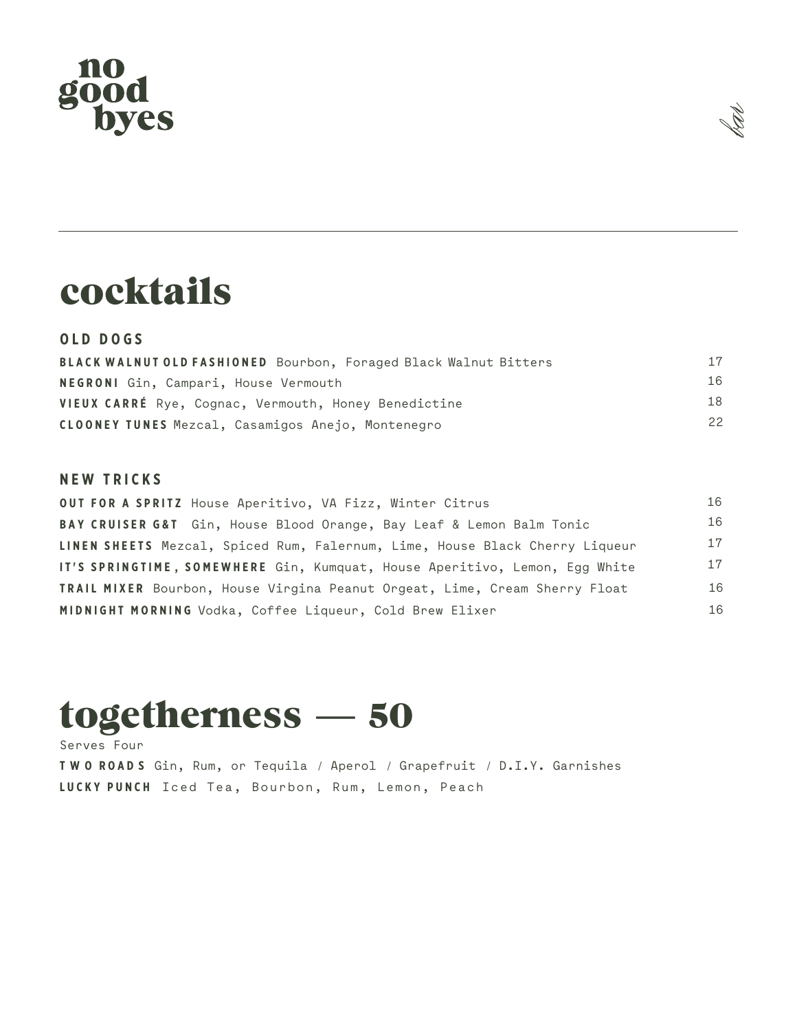# no good byes

bar

## cocktails

### OLD DOGS

**BLACK WALNUT OLD FASHIONED** Bourbon, Foraged Black Walnut Bitters — 17

**NEGRONI** Gin, Campari, House Vermouth — 16

**VIEUX CARRÉ** Rye, Cognac, Vermouth, Honey Benedictine — 18

**CLOONEY TUNES** Mezcal, Casamigos Anejo, Montenegro — 22

### NEW TRICKS

**OUT FOR A SPRITZ** House Aperitivo, VA Fizz, Winter Citrus — 16

**BAY CRUISER G&T** Gin, House Blood Orange, Bay Leaf & Lemon Balm Tonic — 16

**LINEN SHEETS** Mezcal, Spiced Rum, Falernum, Lime, House Black Cherry Liqueur — 17

**IT'S SPRINGTIME, SOMEWHERE** Gin, Kumquat, House Aperitivo, Lemon, Egg White — 17

**TRAIL MIXER** Bourbon, House Virgina Peanut Orgeat, Lime, Cream Sherry Float — 16

**MIDNIGHT MORNING** Vodka, Coffee Liqueur, Cold Brew Elixer — 16

## togetherness — 50

Serves Four

**TWO ROADS** Gin, Rum, or Tequila / Aperol / Grapefruit / D.I.Y. Garnishes

**LUCKY PUNCH** Iced Tea, Bourbon, Rum, Lemon, Peach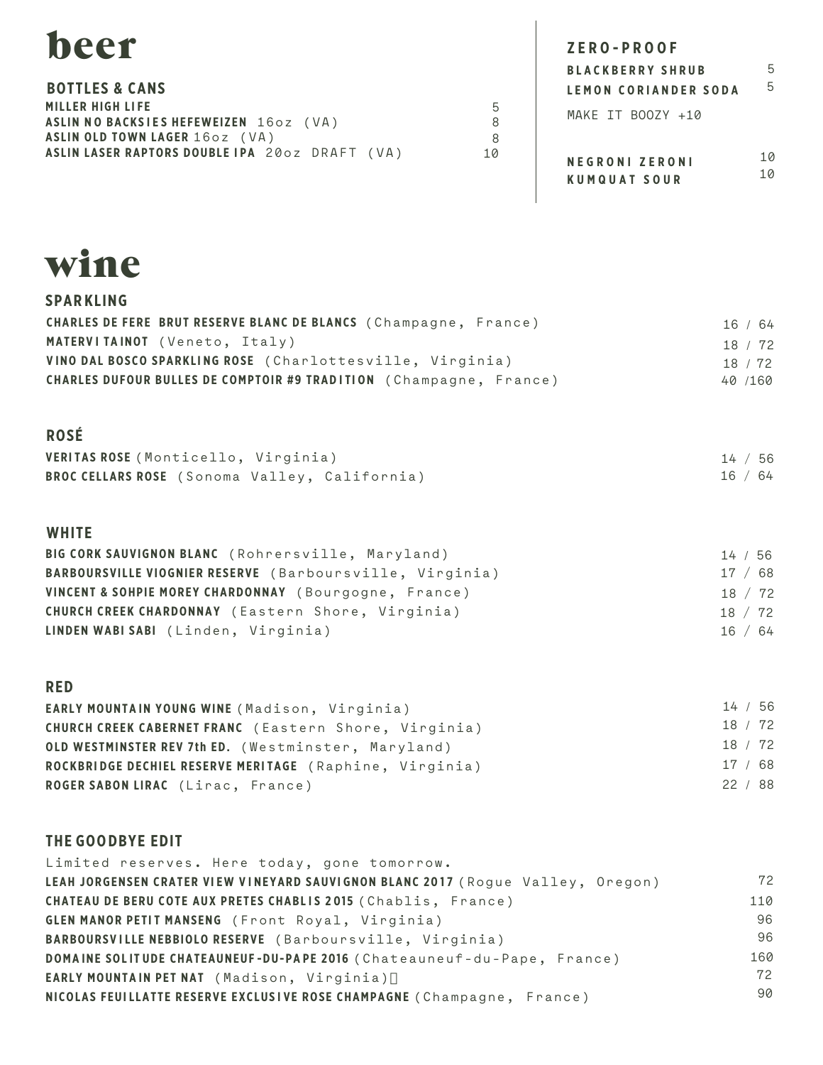# beer

## BOTTLES & CANS

| | |
|---|---|
| **MILLER HIGH LIFE** | 5 |
| **ASLIN NO BACKSIES HEFEWEIZEN** 16oz (VA) | 8 |
| **ASLIN OLD TOWN LAGER** 16oz (VA) | 8 |
| **ASLIN LASER RAPTORS DOUBLE IPA** 20oz DRAFT (VA) | 10 |

## ZERO-PROOF

| | |
|---|---|
| **BLACKBERRY SHRUB** | 5 |
| **LEMON CORIANDER SODA** | 5 |

MAKE IT BOOZY +10

| | |
|---|---|
| **NEGRONI ZERONI** | 10 |
| **KUMQUAT SOUR** | 10 |

# wine

## SPARKLING

| | |
|---|---|
| **CHARLES DE FERE BRUT RESERVE BLANC DE BLANCS** (Champagne, France) | 16 / 64 |
| **MATERVI TAINOT** (Veneto, Italy) | 18 / 72 |
| **VINO DAL BOSCO SPARKLING ROSE** (Charlottesville, Virginia) | 18 / 72 |
| **CHARLES DUFOUR BULLES DE COMPTOIR #9 TRADITION** (Champagne, France) | 40 /160 |

## ROSÉ

| | |
|---|---|
| **VERITAS ROSE** (Monticello, Virginia) | 14 / 56 |
| **BROC CELLARS ROSE** (Sonoma Valley, California) | 16 / 64 |

## WHITE

| | |
|---|---|
| **BIG CORK SAUVIGNON BLANC** (Rohrersville, Maryland) | 14 / 56 |
| **BARBOURSVILLE VIOGNIER RESERVE** (Barboursville, Virginia) | 17 / 68 |
| **VINCENT & SOHPIE MOREY CHARDONNAY** (Bourgogne, France) | 18 / 72 |
| **CHURCH CREEK CHARDONNAY** (Eastern Shore, Virginia) | 18 / 72 |
| **LINDEN WABI SABI** (Linden, Virginia) | 16 / 64 |

## RED

| | |
|---|---|
| **EARLY MOUNTAIN YOUNG WINE** (Madison, Virginia) | 14 / 56 |
| **CHURCH CREEK CABERNET FRANC** (Eastern Shore, Virginia) | 18 / 72 |
| **OLD WESTMINSTER REV 7th ED.** (Westminster, Maryland) | 18 / 72 |
| **ROCKBRIDGE DECHIEL RESERVE MERITAGE** (Raphine, Virginia) | 17 / 68 |
| **ROGER SABON LIRAC** (Lirac, France) | 22 / 88 |

## THE GOODBYE EDIT

Limited reserves. Here today, gone tomorrow.

| | |
|---|---|
| **LEAH JORGENSEN CRATER VIEW VINEYARD SAUVIGNON BLANC 2017** (Rogue Valley, Oregon) | 72 |
| **CHATEAU DE BERU COTE AUX PRETES CHABLIS 2015** (Chablis, France) | 110 |
| **GLEN MANOR PETIT MANSENG** (Front Royal, Virginia) | 96 |
| **BARBOURSVILLE NEBBIOLO RESERVE** (Barboursville, Virginia) | 96 |
| **DOMAINE SOLITUDE CHATEAUNEUF-DU-PAPE 2016** (Chateauneuf-du-Pape, France) | 160 |
| **EARLY MOUNTAIN PET NAT** (Madison, Virginia) | 72 |
| **NICOLAS FEUILLATTE RESERVE EXCLUSIVE ROSE CHAMPAGNE** (Champagne, France) | 90 |